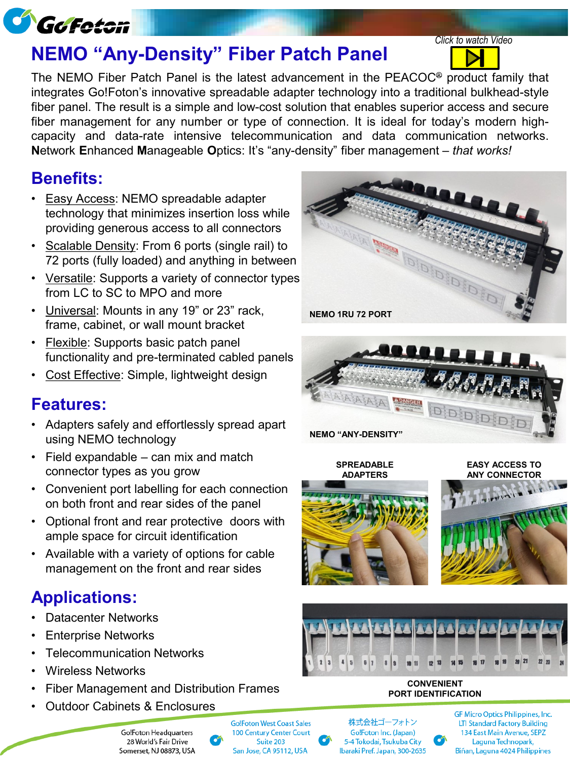# NEMO "Any-Density" Fiber Patch Panel

*Click to watch Video*

The NEMO Fiber Patch Panel is the latest advancement in the PEACOC® product family that integrates Go!Foton's innovative spreadable adapter technology into a traditional bulkhead-style fiber panel. The result is a simple and low-cost solution that enables superior access and secure fiber management for any number or type of connection. It is ideal for today's modern high-capacity and data-rate intensive telecommunication and data communication networks. **N**etwork **E**nhanced **M**anageable **O**ptics: It's "any-density" fiber management – *that works!*

## Benefits:

- Easy Access: NEMO spreadable adapter technology that minimizes insertion loss while providing generous access to all connectors
- Scalable Density: From 6 ports (single rail) to 72 ports (fully loaded) and anything in between
- Versatile: Supports a variety of connector types from LC to SC to MPO and more
- Universal: Mounts in any 19" or 23" rack, frame, cabinet, or wall mount bracket
- Flexible: Supports basic patch panel functionality and pre-terminated cabled panels
- Cost Effective: Simple, lightweight design

NEMO 1RU 72 PORT

NEMO "ANY-DENSITY"

## Features:

- Adapters safely and effortlessly spread apart using NEMO technology
- Field expandable – can mix and match connector types as you grow
- Convenient port labelling for each connection on both front and rear sides of the panel
- Optional front and rear protective doors with ample space for circuit identification
- Available with a variety of options for cable management on the front and rear sides

SPREADABLE ADAPTERS

EASY ACCESS TO ANY CONNECTOR

## Applications:

- Datacenter Networks
- Enterprise Networks
- Telecommunication Networks
- Wireless Networks
- Fiber Management and Distribution Frames
- Outdoor Cabinets & Enclosures

CONVENIENT PORT IDENTIFICATION

Go!Foton Headquarters
28 World's Fair Drive
Somerset, NJ 08873, USA

Go!Foton West Coast Sales
100 Century Center Court
Suite 203
San Jose, CA 95112, USA

株式会社ゴーフォトン
Go!Foton Inc. (Japan)
5-4 Tokodai, Tsukuba City
Ibaraki Pref. Japan, 300-2635

GF Micro Optics Philippines, Inc.
LTI Standard Factory Building
134 East Main Avenue, SEPZ
Laguna Technopark,
Biñan, Laguna 4024 Philippines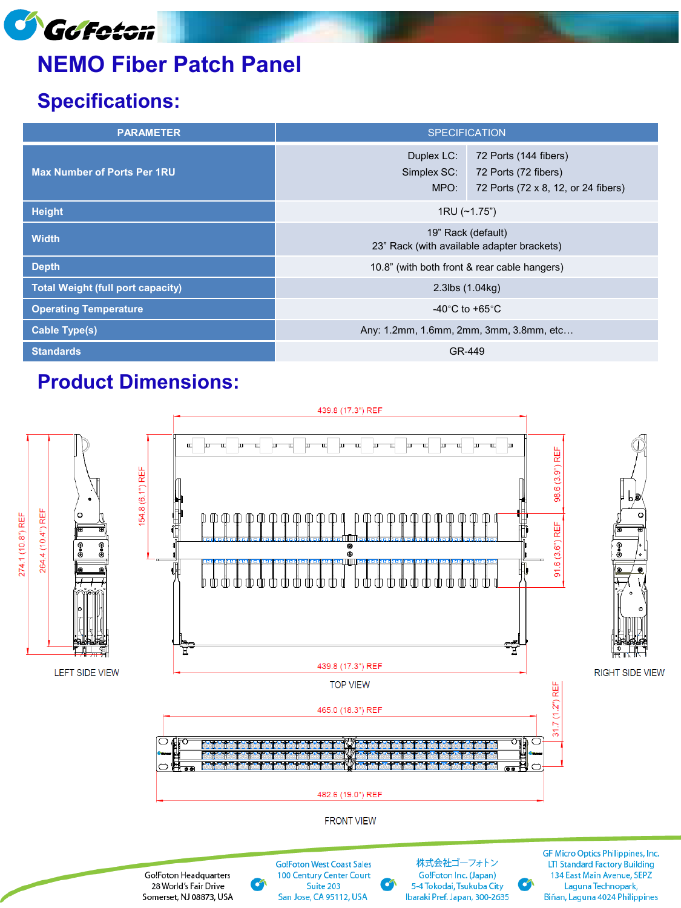# NEMO Fiber Patch Panel

## Specifications:

| PARAMETER | SPECIFICATION |
|---|---|
| Max Number of Ports Per 1RU | Duplex LC: 72 Ports (144 fibers)<br>Simplex SC: 72 Ports (72 fibers)<br>MPO: 72 Ports (72 x 8, 12, or 24 fibers) |
| Height | 1RU (~1.75") |
| Width | 19" Rack (default)<br>23" Rack (with available adapter brackets) |
| Depth | 10.8" (with both front & rear cable hangers) |
| Total Weight (full port capacity) | 2.3lbs (1.04kg) |
| Operating Temperature | -40°C to +65°C |
| Cable Type(s) | Any: 1.2mm, 1.6mm, 2mm, 3mm, 3.8mm, etc… |
| Standards | GR-449 |

## Product Dimensions:

LEFT SIDE VIEW: 274.1 (10.8") REF; 264.4 (10.4") REF

TOP VIEW: 439.8 (17.3") REF; 154.8 (6.1") REF; 98.6 (3.9") REF; 91.6 (3.6") REF; 439.8 (17.3") REF

RIGHT SIDE VIEW

FRONT VIEW: 465.0 (18.3") REF; 31.7 (1.2") REF; 482.6 (19.0") REF

Go!Foton Headquarters
28 World's Fair Drive
Somerset, NJ 08873, USA

Go!Foton West Coast Sales
100 Century Center Court
Suite 203
San Jose, CA 95112, USA

株式会社ゴーフォトン
Go!Foton Inc. (Japan)
5-4 Tokodai, Tsukuba City
Ibaraki Pref. Japan, 300-2635

GF Micro Optics Philippines, Inc.
LTI Standard Factory Building
134 East Main Avenue, SEPZ
Laguna Technopark,
Biñan, Laguna 4024 Philippines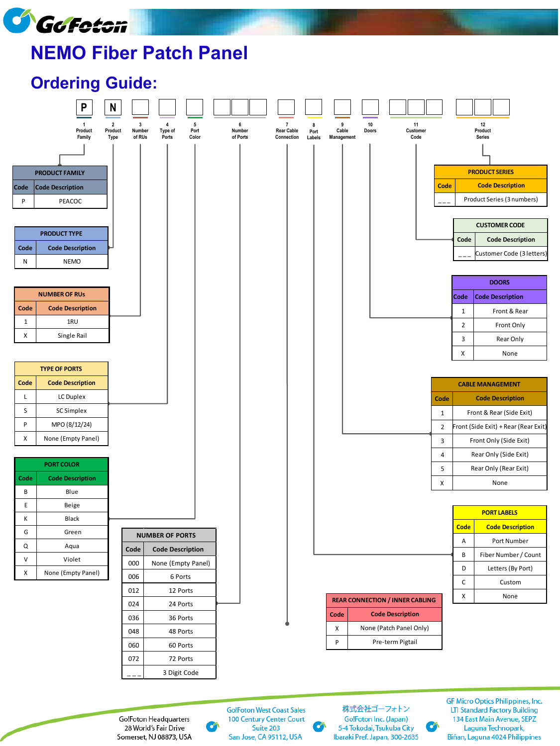# NEMO Fiber Patch Panel

## Ordering Guide:

| P | N | | | | | | | | | | |
|---|---|---|---|---|---|---|---|---|---|---|---|
| 1 Product Family | 2 Product Type | 3 Number of RUs | 4 Type of Ports | 5 Port Color | 6 Number of Ports | 7 Rear Cable Connection | 8 Port Labels | 9 Cable Management | 10 Doors | 11 Customer Code | 12 Product Series |

**PRODUCT FAMILY**

| Code | Code Description |
|---|---|
| P | PEACOC |

**PRODUCT TYPE**

| Code | Code Description |
|---|---|
| N | NEMO |

**NUMBER OF RUs**

| Code | Code Description |
|---|---|
| 1 | 1RU |
| X | Single Rail |

**TYPE OF PORTS**

| Code | Code Description |
|---|---|
| L | LC Duplex |
| S | SC Simplex |
| P | MPO (8/12/24) |
| X | None (Empty Panel) |

**PORT COLOR**

| Code | Code Description |
|---|---|
| B | Blue |
| E | Beige |
| K | Black |
| G | Green |
| Q | Aqua |
| V | Violet |
| X | None (Empty Panel) |

**NUMBER OF PORTS**

| Code | Code Description |
|---|---|
| 000 | None (Empty Panel) |
| 006 | 6 Ports |
| 012 | 12 Ports |
| 024 | 24 Ports |
| 036 | 36 Ports |
| 048 | 48 Ports |
| 060 | 60 Ports |
| 072 | 72 Ports |
| _ _ _ | 3 Digit Code |

**REAR CONNECTION / INNER CABLING**

| Code | Code Description |
|---|---|
| X | None (Patch Panel Only) |
| P | Pre-term Pigtail |

**PORT LABELS**

| Code | Code Description |
|---|---|
| A | Port Number |
| B | Fiber Number / Count |
| D | Letters (By Port) |
| C | Custom |
| X | None |

**CABLE MANAGEMENT**

| Code | Code Description |
|---|---|
| 1 | Front & Rear (Side Exit) |
| 2 | Front (Side Exit) + Rear (Rear Exit) |
| 3 | Front Only (Side Exit) |
| 4 | Rear Only (Side Exit) |
| 5 | Rear Only (Rear Exit) |
| X | None |

**DOORS**

| Code | Code Description |
|---|---|
| 1 | Front & Rear |
| 2 | Front Only |
| 3 | Rear Only |
| X | None |

**CUSTOMER CODE**

| Code | Code Description |
|---|---|
| _ _ _ | Customer Code (3 letters) |

**PRODUCT SERIES**

| Code | Code Description |
|---|---|
| _ _ _ | Product Series (3 numbers) |

Go!Foton Headquarters
28 World's Fair Drive
Somerset, NJ 08873, USA

Go!Foton West Coast Sales
100 Century Center Court
Suite 203
San Jose, CA 95112, USA

株式会社ゴーフォトン
Go!Foton Inc. (Japan)
5-4 Tokodai, Tsukuba City
Ibaraki Pref. Japan, 300-2635

GF Micro Optics Philippines, Inc.
LTI Standard Factory Building
134 East Main Avenue, SEPZ
Laguna Technopark,
Biñan, Laguna 4024 Philippines